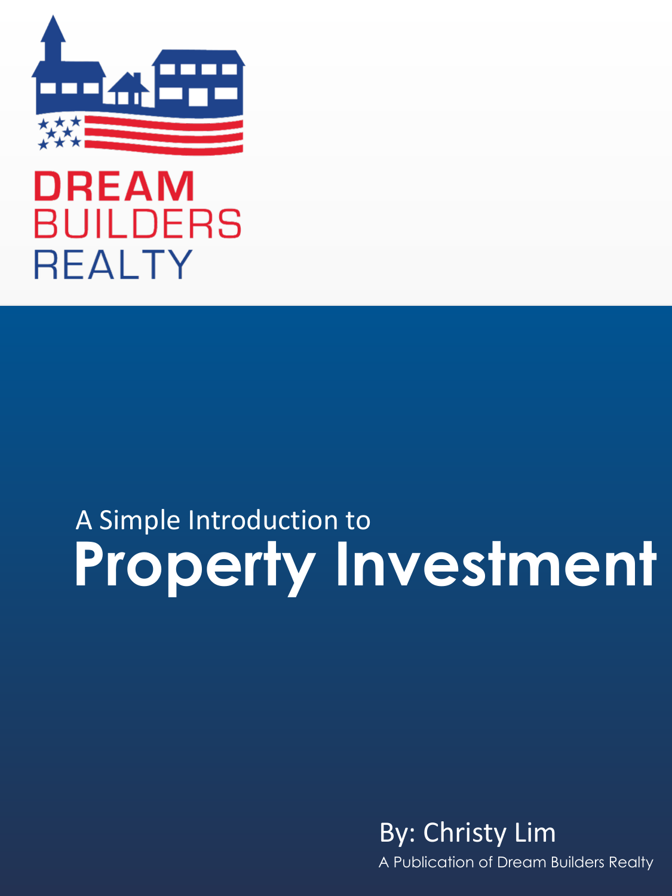DREAM
BUILDERS
REALTY

A Simple Introduction to

# Property Investment

By: Christy Lim

A Publication of Dream Builders Realty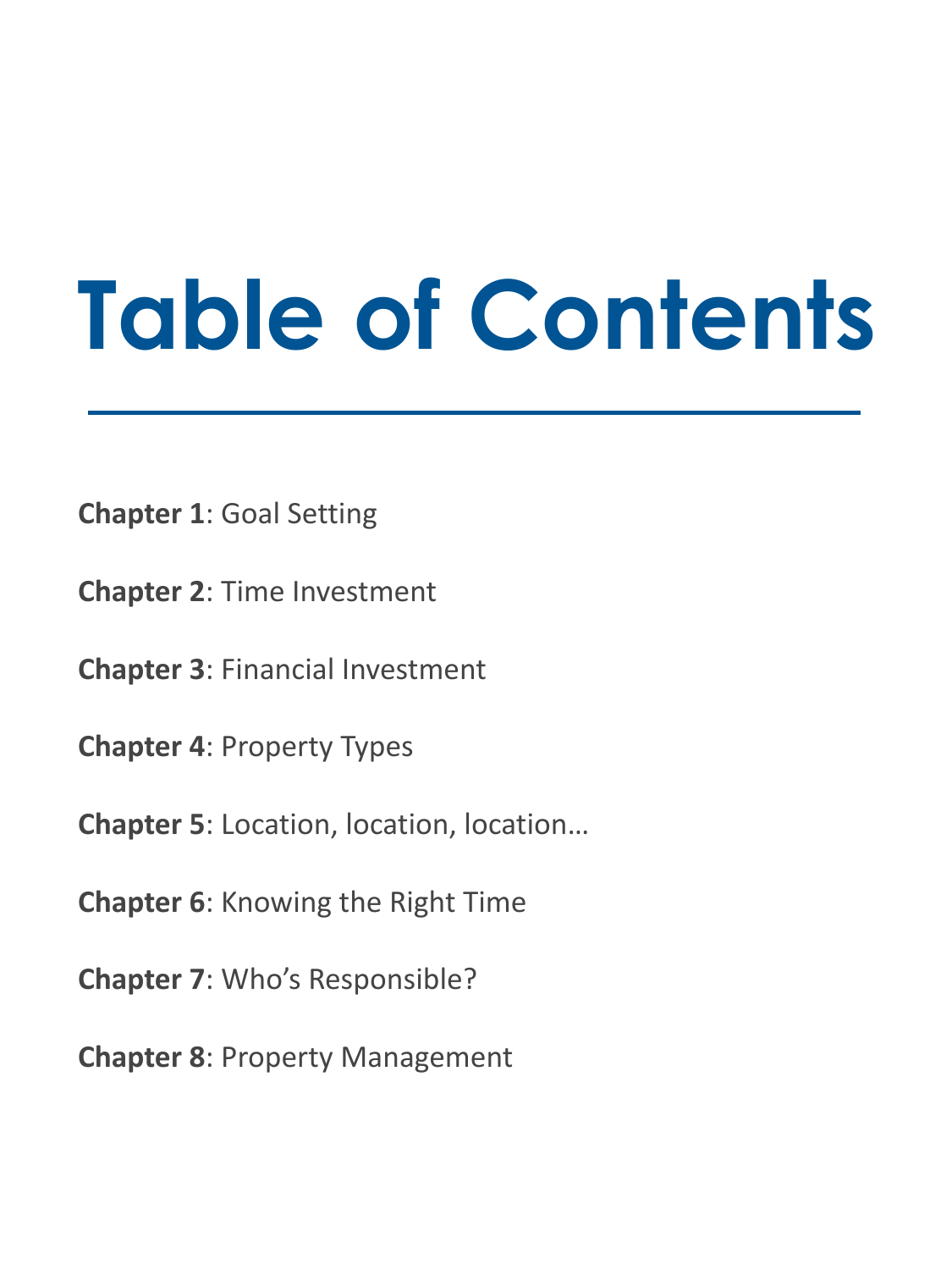# Table of Contents

**Chapter 1**: Goal Setting

**Chapter 2**: Time Investment

**Chapter 3**: Financial Investment

**Chapter 4**: Property Types

**Chapter 5**: Location, location, location…

**Chapter 6**: Knowing the Right Time

**Chapter 7**: Who's Responsible?

**Chapter 8**: Property Management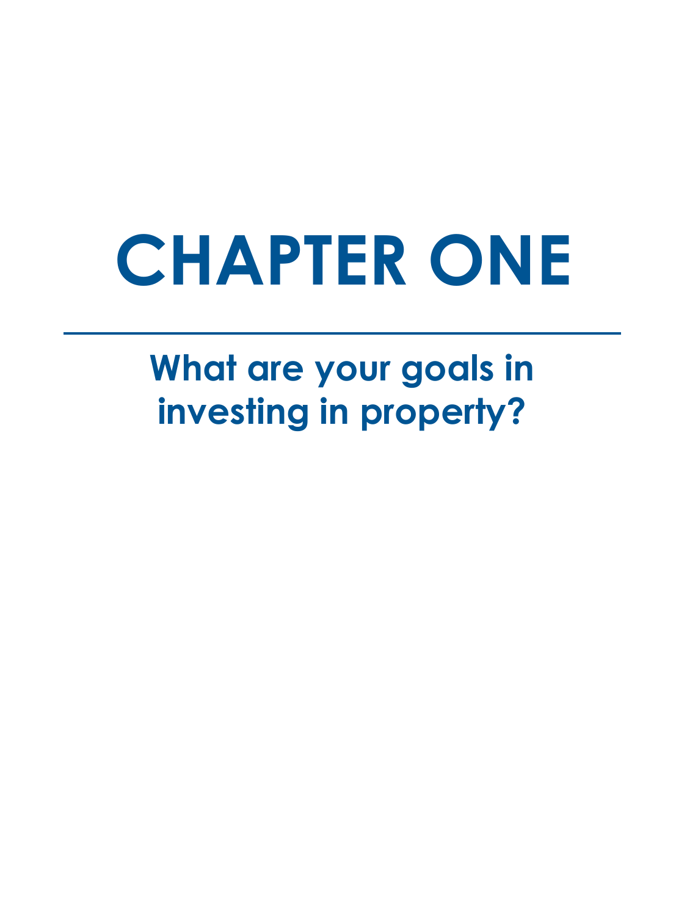# CHAPTER ONE

## What are your goals in investing in property?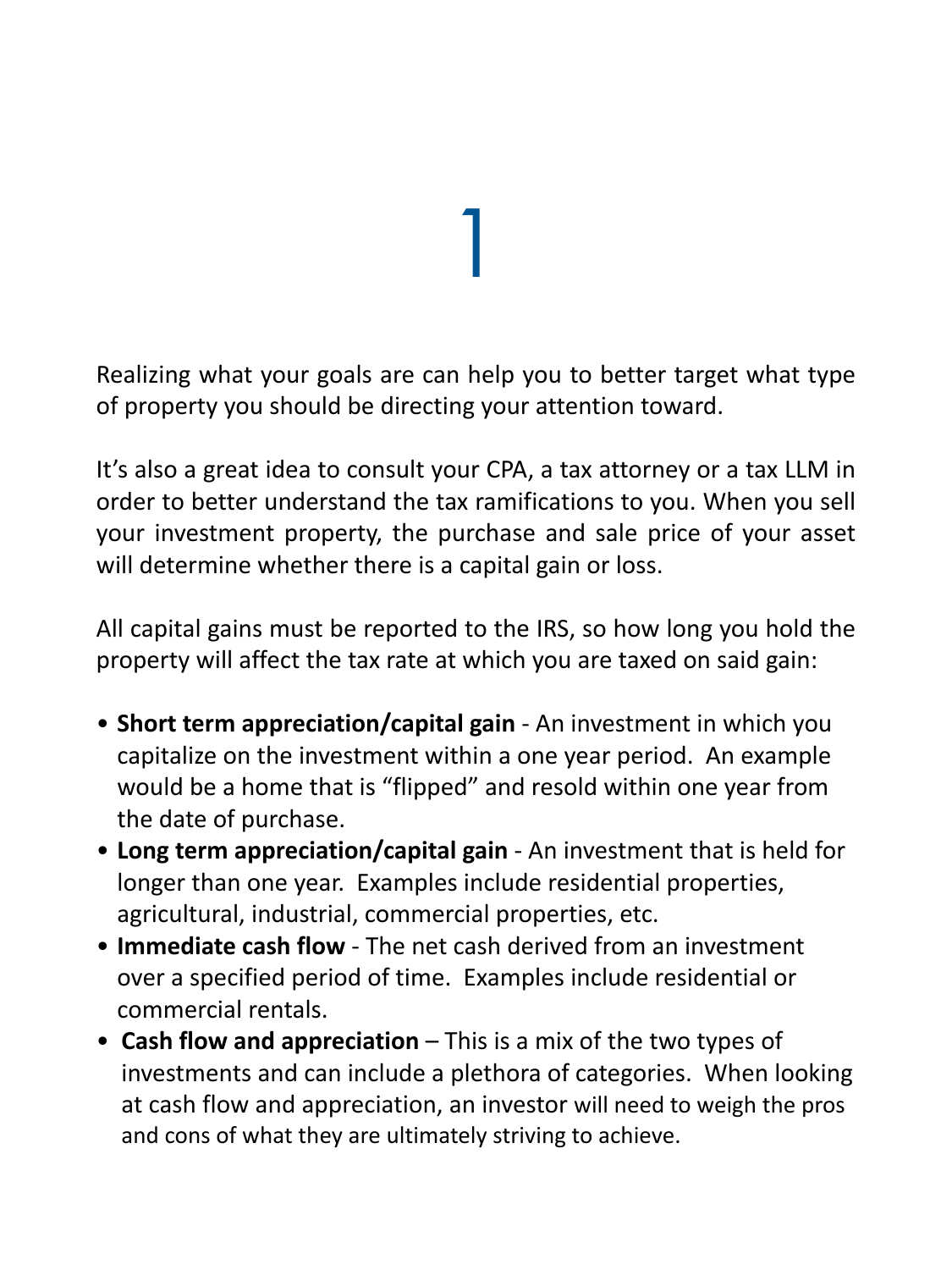# 1

Realizing what your goals are can help you to better target what type of property you should be directing your attention toward.

It's also a great idea to consult your CPA, a tax attorney or a tax LLM in order to better understand the tax ramifications to you. When you sell your investment property, the purchase and sale price of your asset will determine whether there is a capital gain or loss.

All capital gains must be reported to the IRS, so how long you hold the property will affect the tax rate at which you are taxed on said gain:

- **Short term appreciation/capital gain** - An investment in which you capitalize on the investment within a one year period. An example would be a home that is "flipped" and resold within one year from the date of purchase.
- **Long term appreciation/capital gain** - An investment that is held for longer than one year. Examples include residential properties, agricultural, industrial, commercial properties, etc.
- **Immediate cash flow** - The net cash derived from an investment over a specified period of time. Examples include residential or commercial rentals.
- **Cash flow and appreciation** – This is a mix of the two types of investments and can include a plethora of categories. When looking at cash flow and appreciation, an investor will need to weigh the pros and cons of what they are ultimately striving to achieve.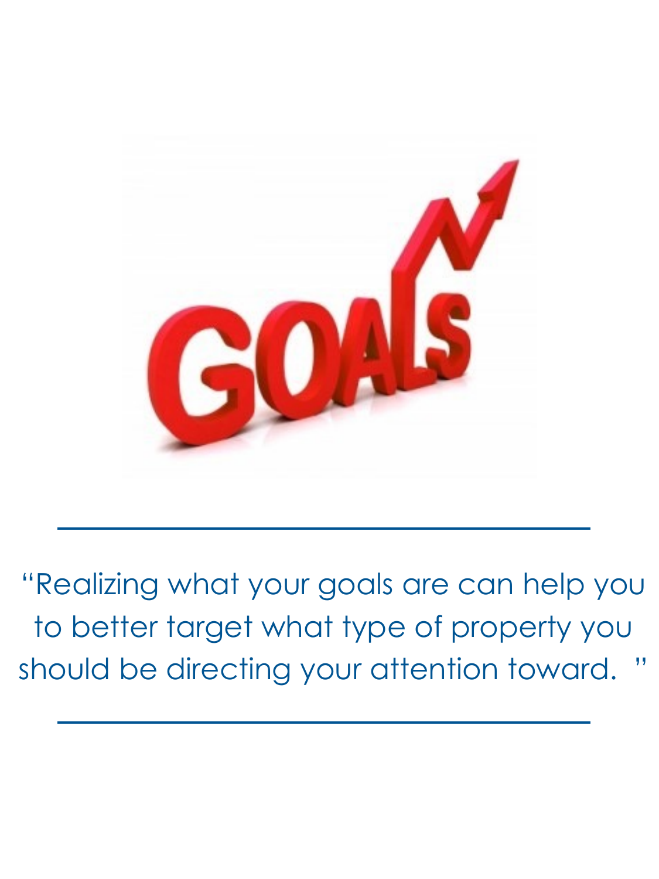"Realizing what your goals are can help you to better target what type of property you should be directing your attention toward."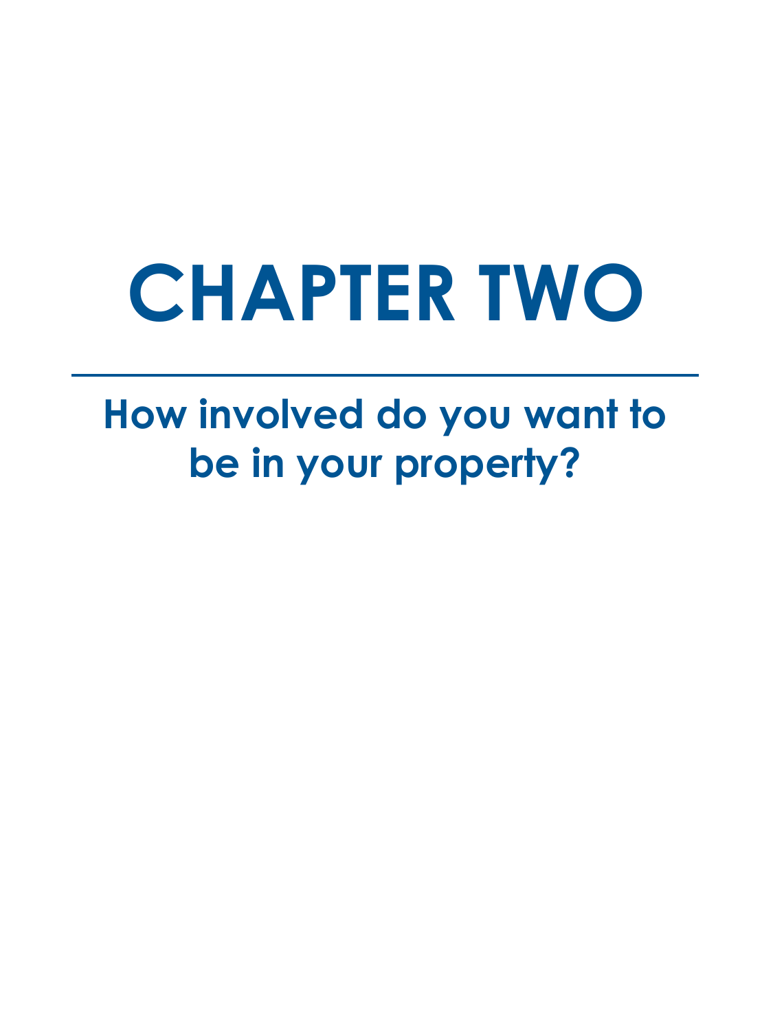# CHAPTER TWO

## How involved do you want to be in your property?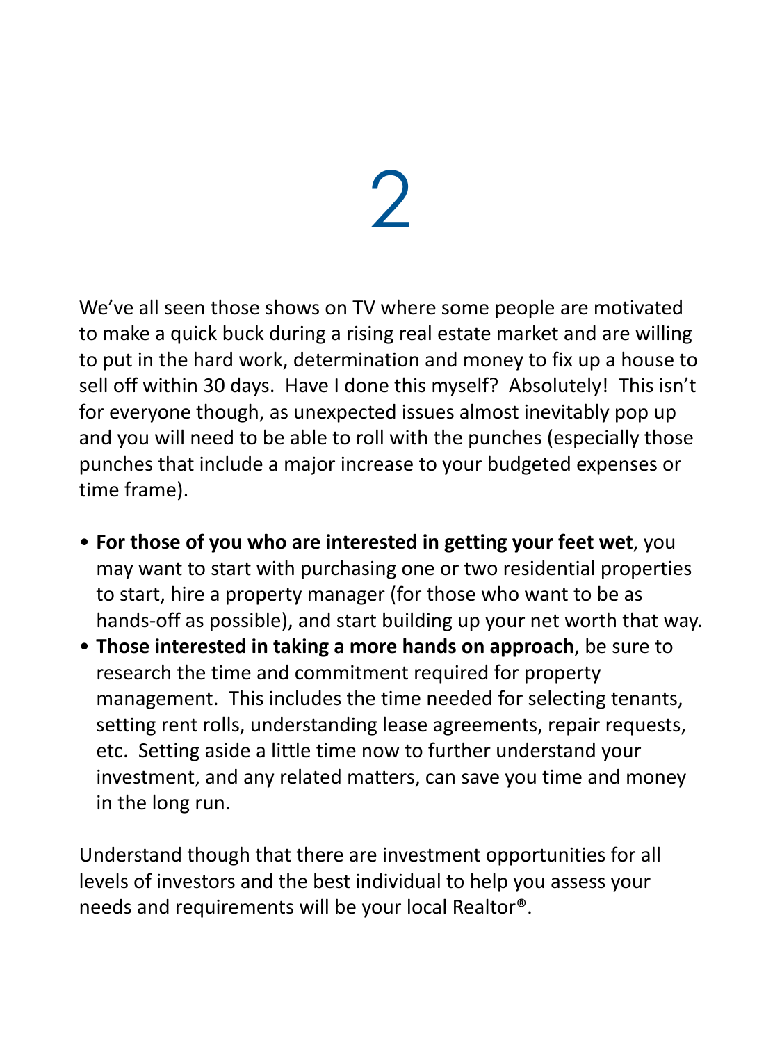# 2

We've all seen those shows on TV where some people are motivated to make a quick buck during a rising real estate market and are willing to put in the hard work, determination and money to fix up a house to sell off within 30 days. Have I done this myself? Absolutely! This isn't for everyone though, as unexpected issues almost inevitably pop up and you will need to be able to roll with the punches (especially those punches that include a major increase to your budgeted expenses or time frame).

- **For those of you who are interested in getting your feet wet**, you may want to start with purchasing one or two residential properties to start, hire a property manager (for those who want to be as hands-off as possible), and start building up your net worth that way.
- **Those interested in taking a more hands on approach**, be sure to research the time and commitment required for property management. This includes the time needed for selecting tenants, setting rent rolls, understanding lease agreements, repair requests, etc. Setting aside a little time now to further understand your investment, and any related matters, can save you time and money in the long run.

Understand though that there are investment opportunities for all levels of investors and the best individual to help you assess your needs and requirements will be your local Realtor®.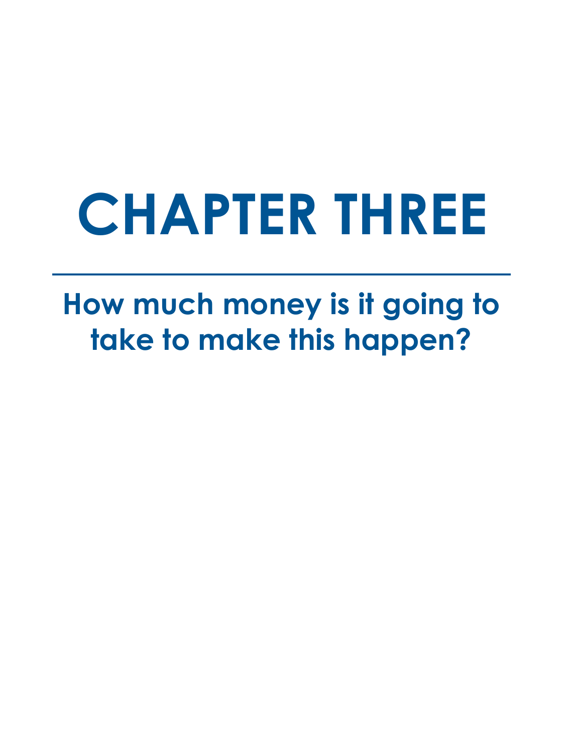# CHAPTER THREE

## How much money is it going to take to make this happen?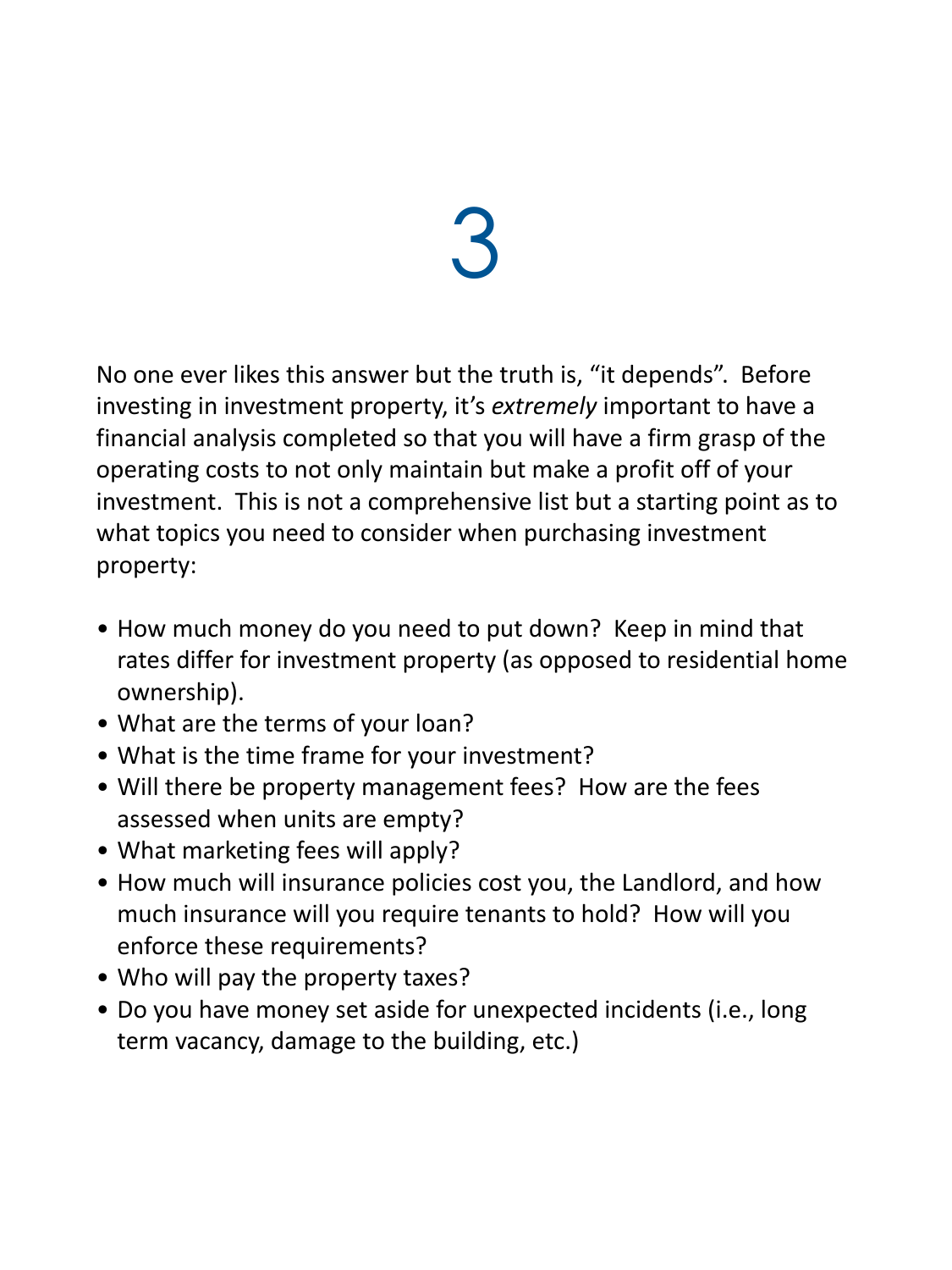# 3

No one ever likes this answer but the truth is, “it depends”. Before investing in investment property, it’s *extremely* important to have a financial analysis completed so that you will have a firm grasp of the operating costs to not only maintain but make a profit off of your investment. This is not a comprehensive list but a starting point as to what topics you need to consider when purchasing investment property:

- How much money do you need to put down? Keep in mind that rates differ for investment property (as opposed to residential home ownership).
- What are the terms of your loan?
- What is the time frame for your investment?
- Will there be property management fees? How are the fees assessed when units are empty?
- What marketing fees will apply?
- How much will insurance policies cost you, the Landlord, and how much insurance will you require tenants to hold? How will you enforce these requirements?
- Who will pay the property taxes?
- Do you have money set aside for unexpected incidents (i.e., long term vacancy, damage to the building, etc.)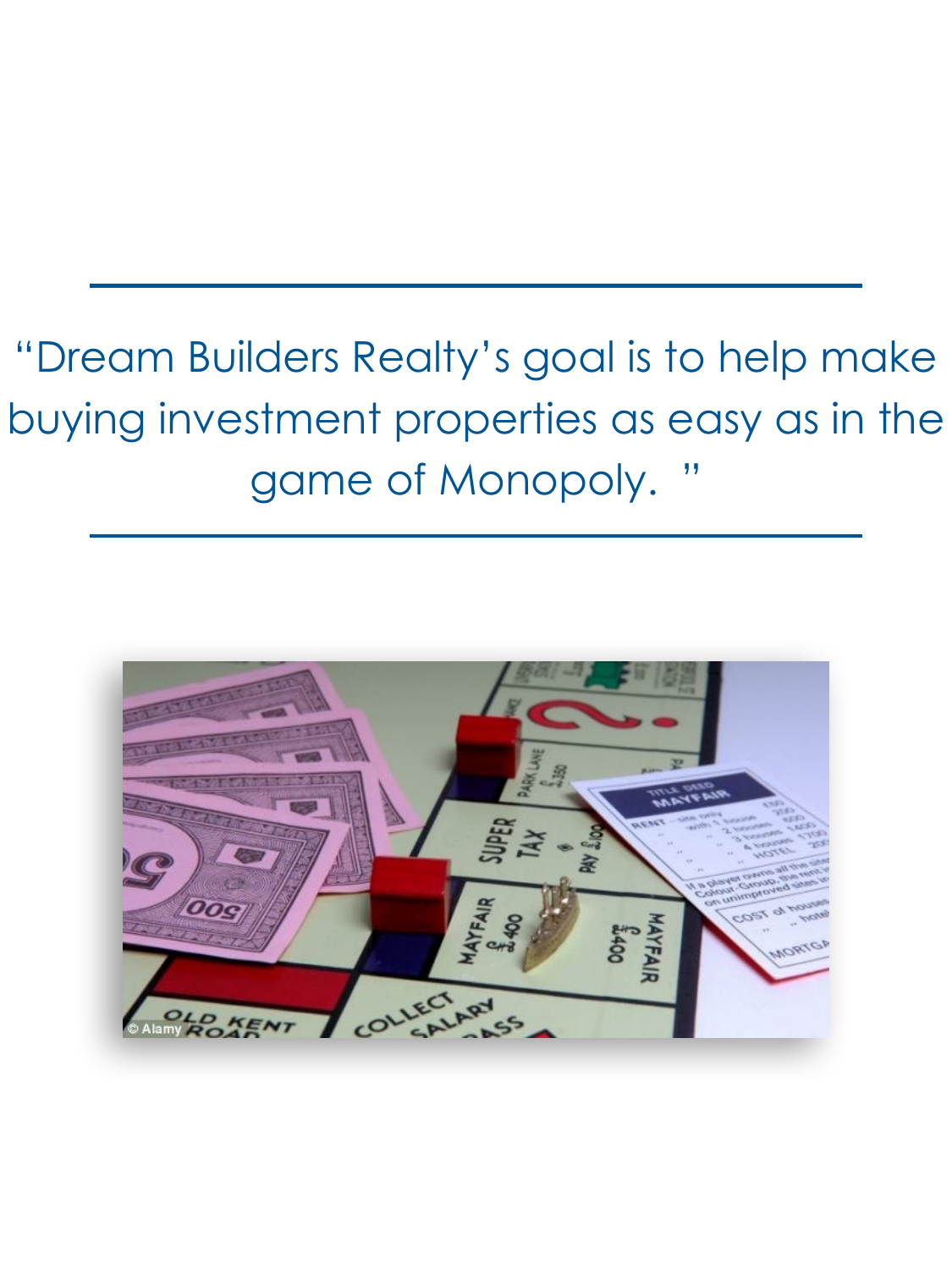---

"Dream Builders Realty's goal is to help make buying investment properties as easy as in the game of Monopoly. "

---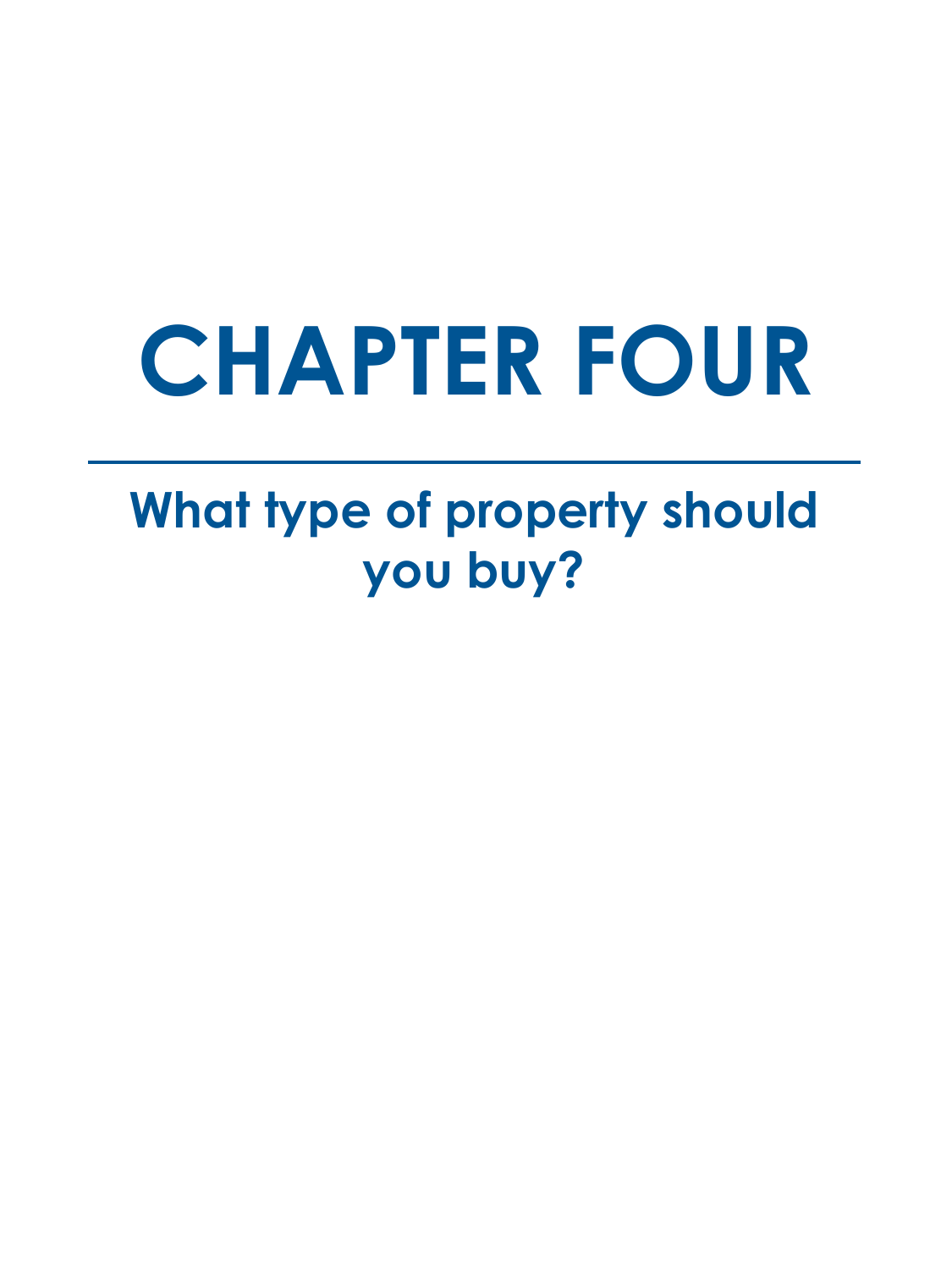# CHAPTER FOUR

## What type of property should you buy?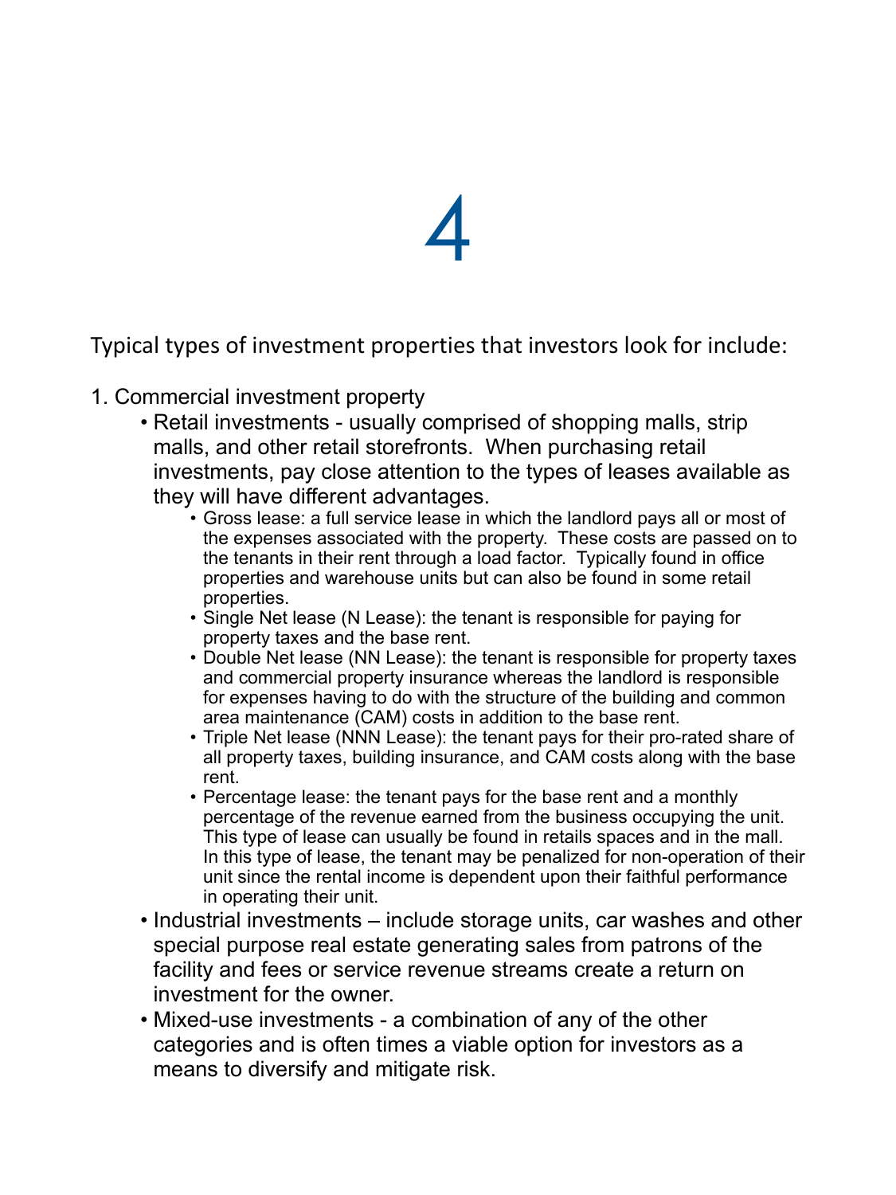# 4

Typical types of investment properties that investors look for include:

1. Commercial investment property
    - Retail investments - usually comprised of shopping malls, strip malls, and other retail storefronts. When purchasing retail investments, pay close attention to the types of leases available as they will have different advantages.
        - Gross lease: a full service lease in which the landlord pays all or most of the expenses associated with the property. These costs are passed on to the tenants in their rent through a load factor. Typically found in office properties and warehouse units but can also be found in some retail properties.
        - Single Net lease (N Lease): the tenant is responsible for paying for property taxes and the base rent.
        - Double Net lease (NN Lease): the tenant is responsible for property taxes and commercial property insurance whereas the landlord is responsible for expenses having to do with the structure of the building and common area maintenance (CAM) costs in addition to the base rent.
        - Triple Net lease (NNN Lease): the tenant pays for their pro-rated share of all property taxes, building insurance, and CAM costs along with the base rent.
        - Percentage lease: the tenant pays for the base rent and a monthly percentage of the revenue earned from the business occupying the unit. This type of lease can usually be found in retails spaces and in the mall. In this type of lease, the tenant may be penalized for non-operation of their unit since the rental income is dependent upon their faithful performance in operating their unit.
    - Industrial investments – include storage units, car washes and other special purpose real estate generating sales from patrons of the facility and fees or service revenue streams create a return on investment for the owner.
    - Mixed-use investments - a combination of any of the other categories and is often times a viable option for investors as a means to diversify and mitigate risk.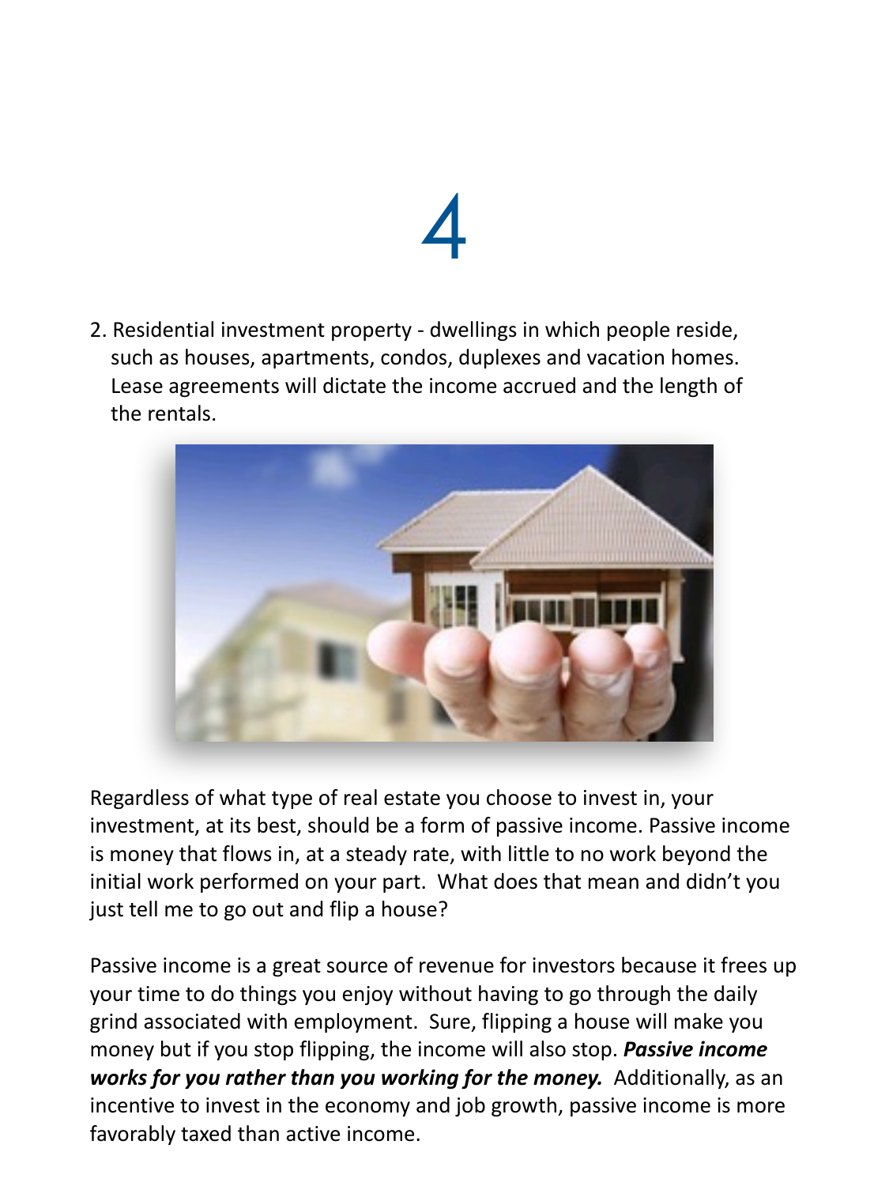2. Residential investment property - dwellings in which people reside, such as houses, apartments, condos, duplexes and vacation homes. Lease agreements will dictate the income accrued and the length of the rentals.

Regardless of what type of real estate you choose to invest in, your investment, at its best, should be a form of passive income. Passive income is money that flows in, at a steady rate, with little to no work beyond the initial work performed on your part. What does that mean and didn't you just tell me to go out and flip a house?

Passive income is a great source of revenue for investors because it frees up your time to do things you enjoy without having to go through the daily grind associated with employment. Sure, flipping a house will make you money but if you stop flipping, the income will also stop. ***Passive income works for you rather than you working for the money.*** Additionally, as an incentive to invest in the economy and job growth, passive income is more favorably taxed than active income.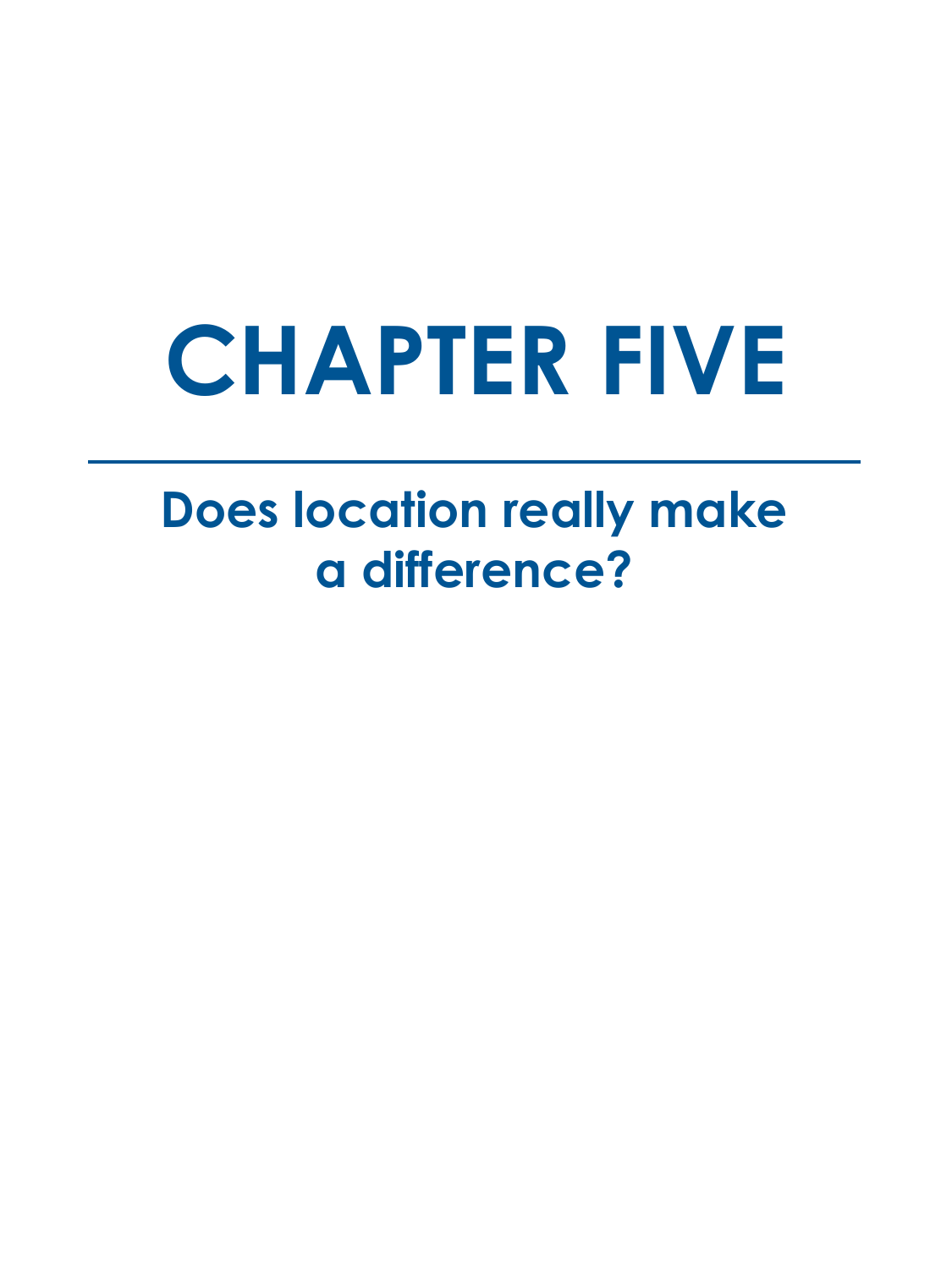# CHAPTER FIVE

## Does location really make a difference?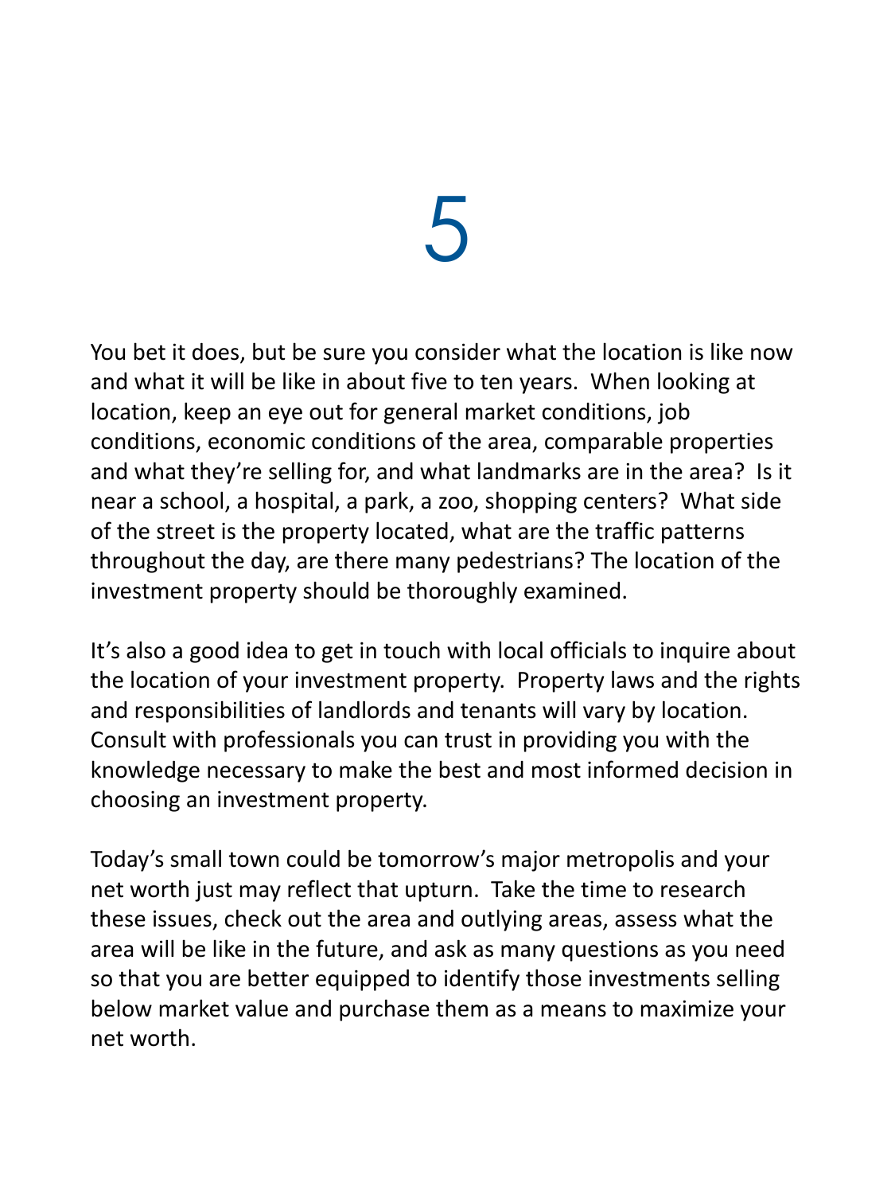# 5

You bet it does, but be sure you consider what the location is like now and what it will be like in about five to ten years. When looking at location, keep an eye out for general market conditions, job conditions, economic conditions of the area, comparable properties and what they're selling for, and what landmarks are in the area? Is it near a school, a hospital, a park, a zoo, shopping centers? What side of the street is the property located, what are the traffic patterns throughout the day, are there many pedestrians? The location of the investment property should be thoroughly examined.

It's also a good idea to get in touch with local officials to inquire about the location of your investment property. Property laws and the rights and responsibilities of landlords and tenants will vary by location. Consult with professionals you can trust in providing you with the knowledge necessary to make the best and most informed decision in choosing an investment property.

Today's small town could be tomorrow's major metropolis and your net worth just may reflect that upturn. Take the time to research these issues, check out the area and outlying areas, assess what the area will be like in the future, and ask as many questions as you need so that you are better equipped to identify those investments selling below market value and purchase them as a means to maximize your net worth.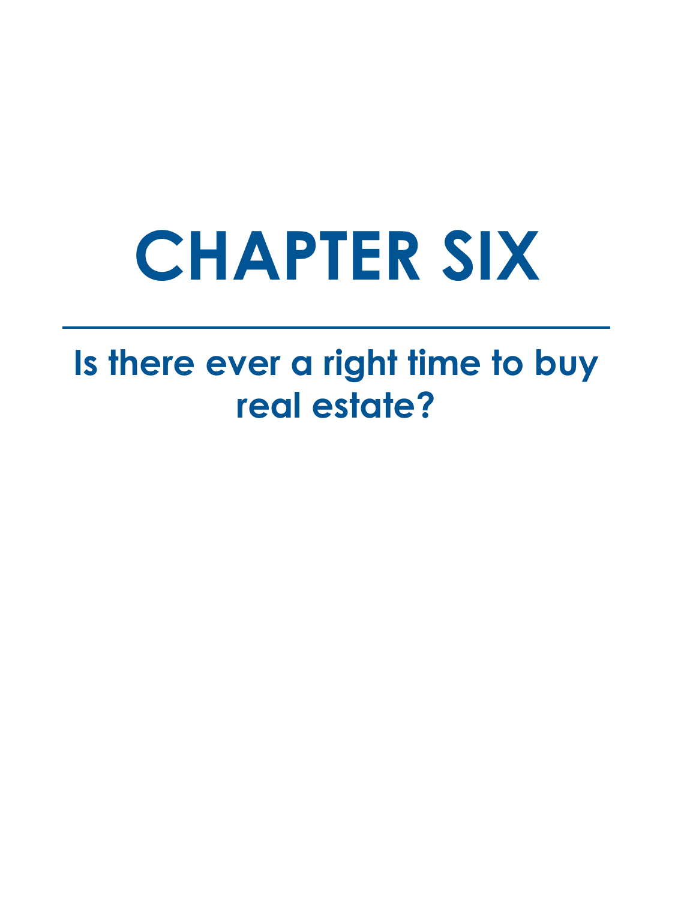# CHAPTER SIX

## Is there ever a right time to buy real estate?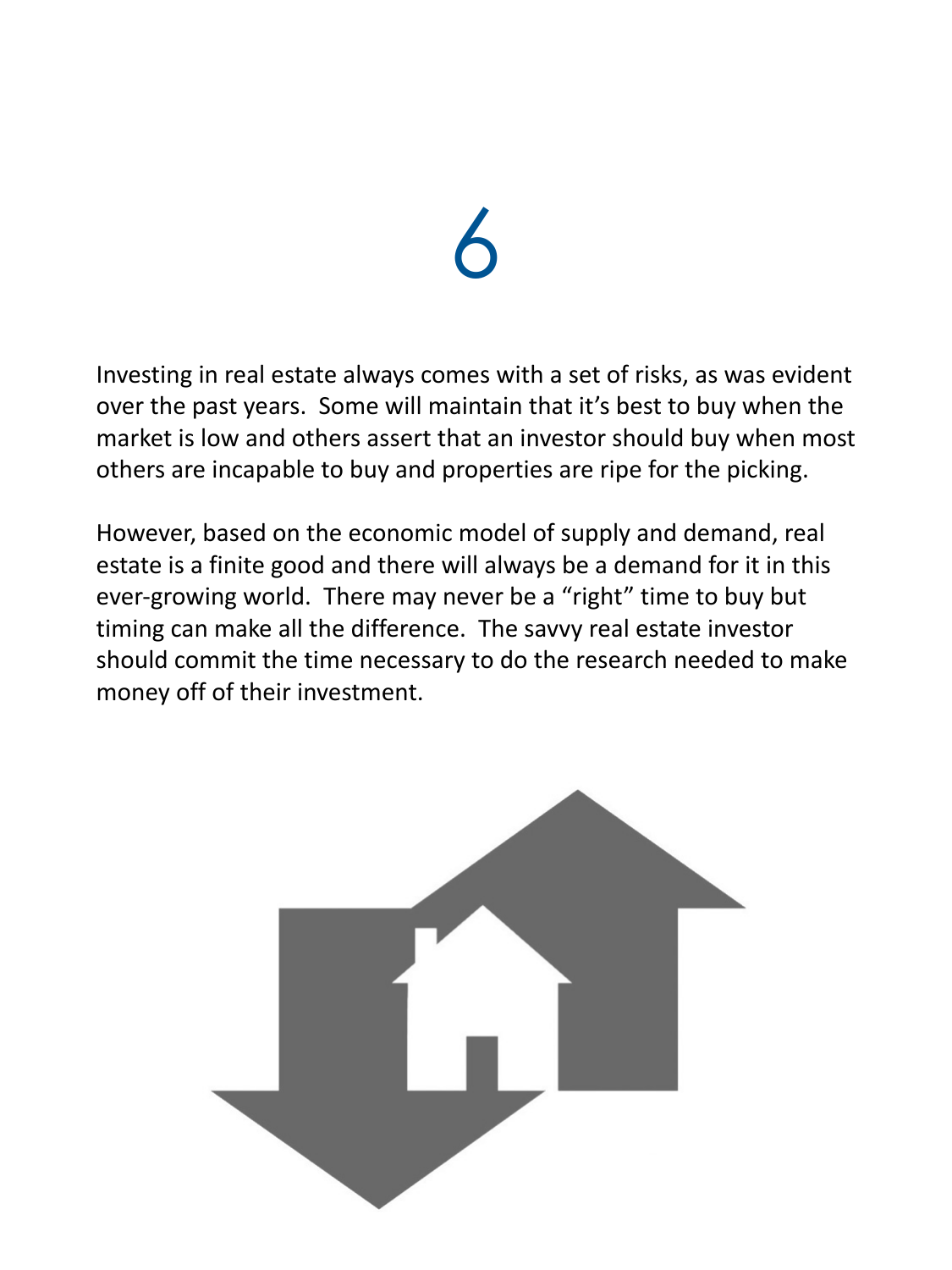# 6

Investing in real estate always comes with a set of risks, as was evident over the past years. Some will maintain that it's best to buy when the market is low and others assert that an investor should buy when most others are incapable to buy and properties are ripe for the picking.

However, based on the economic model of supply and demand, real estate is a finite good and there will always be a demand for it in this ever-growing world. There may never be a "right" time to buy but timing can make all the difference. The savvy real estate investor should commit the time necessary to do the research needed to make money off of their investment.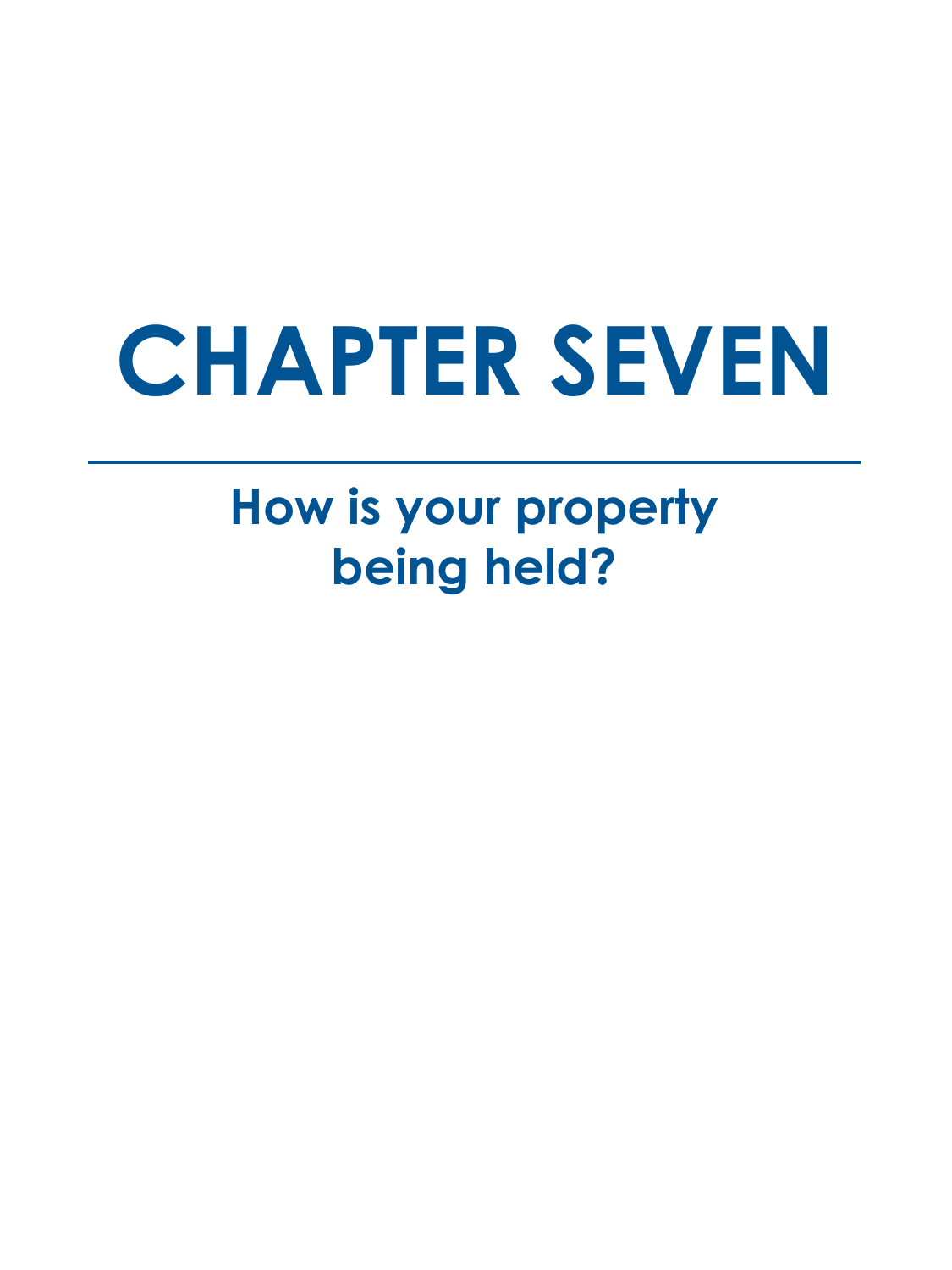# CHAPTER SEVEN

## How is your property being held?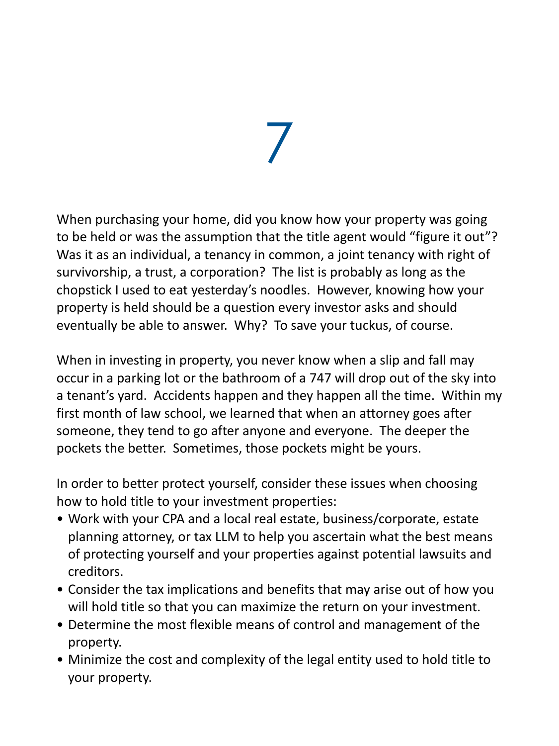# 7

When purchasing your home, did you know how your property was going to be held or was the assumption that the title agent would "figure it out"? Was it as an individual, a tenancy in common, a joint tenancy with right of survivorship, a trust, a corporation? The list is probably as long as the chopstick I used to eat yesterday's noodles. However, knowing how your property is held should be a question every investor asks and should eventually be able to answer. Why? To save your tuckus, of course.

When in investing in property, you never know when a slip and fall may occur in a parking lot or the bathroom of a 747 will drop out of the sky into a tenant's yard. Accidents happen and they happen all the time. Within my first month of law school, we learned that when an attorney goes after someone, they tend to go after anyone and everyone. The deeper the pockets the better. Sometimes, those pockets might be yours.

In order to better protect yourself, consider these issues when choosing how to hold title to your investment properties:

- Work with your CPA and a local real estate, business/corporate, estate planning attorney, or tax LLM to help you ascertain what the best means of protecting yourself and your properties against potential lawsuits and creditors.
- Consider the tax implications and benefits that may arise out of how you will hold title so that you can maximize the return on your investment.
- Determine the most flexible means of control and management of the property.
- Minimize the cost and complexity of the legal entity used to hold title to your property.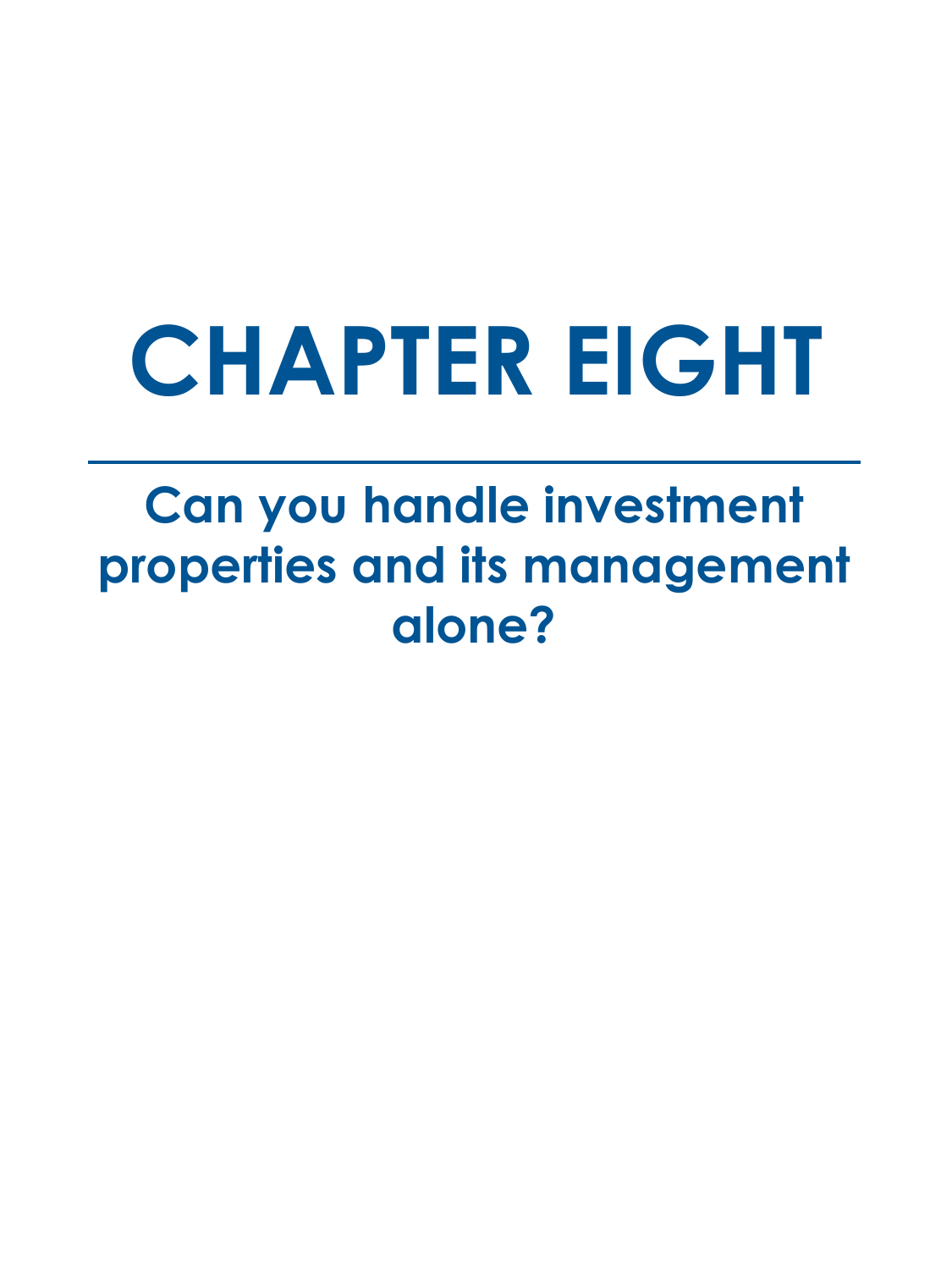# CHAPTER EIGHT

---

## Can you handle investment properties and its management alone?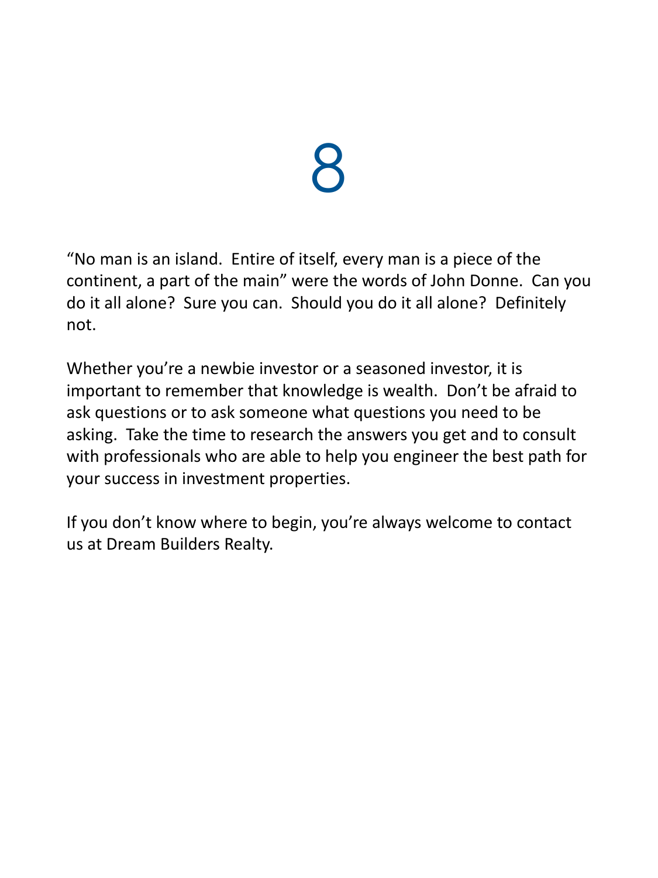# 8

"No man is an island. Entire of itself, every man is a piece of the continent, a part of the main" were the words of John Donne. Can you do it all alone? Sure you can. Should you do it all alone? Definitely not.

Whether you're a newbie investor or a seasoned investor, it is important to remember that knowledge is wealth. Don't be afraid to ask questions or to ask someone what questions you need to be asking. Take the time to research the answers you get and to consult with professionals who are able to help you engineer the best path for your success in investment properties.

If you don't know where to begin, you're always welcome to contact us at Dream Builders Realty.